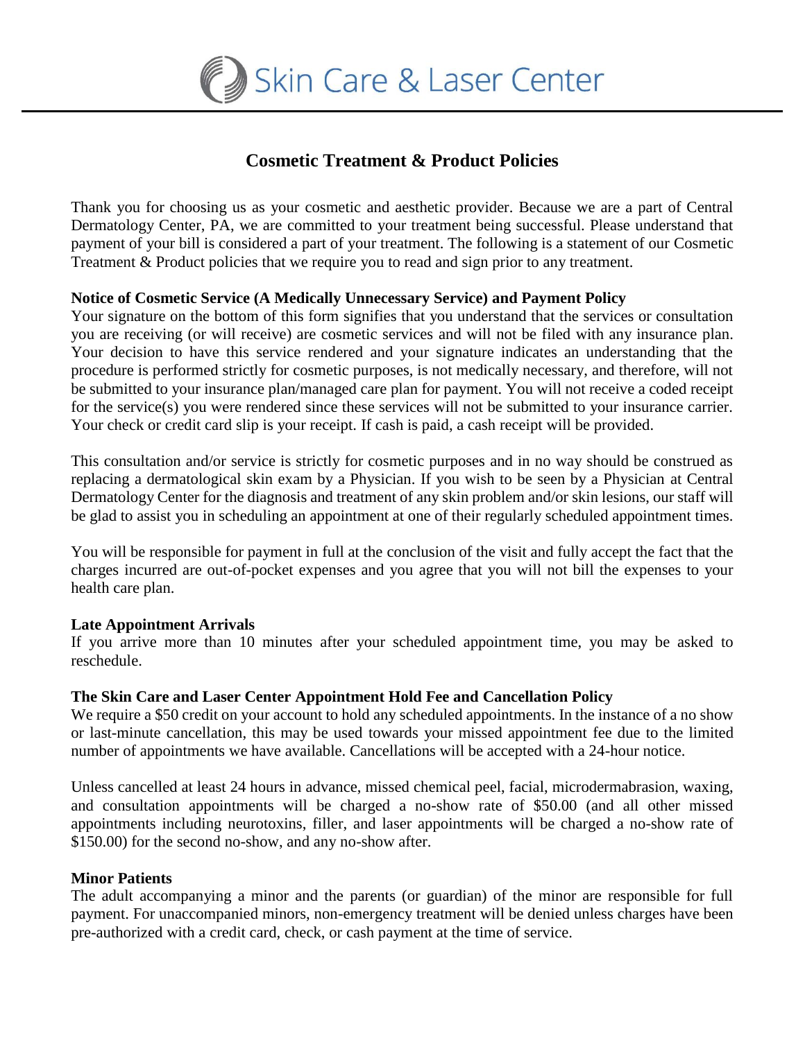Skin Care & Laser Center

# Cosmetic Treatment & Product Policies

Thank you for choosing us as your cosmetic and aesthetic provider. Because we are a part of Central Dermatology Center, PA, we are committed to your treatment being successful. Please understand that payment of your bill is considered a part of your treatment. The following is a statement of our Cosmetic Treatment & Product policies that we require you to read and sign prior to any treatment.

**Notice of Cosmetic Service (A Medically Unnecessary Service) and Payment Policy**

Your signature on the bottom of this form signifies that you understand that the services or consultation you are receiving (or will receive) are cosmetic services and will not be filed with any insurance plan. Your decision to have this service rendered and your signature indicates an understanding that the procedure is performed strictly for cosmetic purposes, is not medically necessary, and therefore, will not be submitted to your insurance plan/managed care plan for payment. You will not receive a coded receipt for the service(s) you were rendered since these services will not be submitted to your insurance carrier. Your check or credit card slip is your receipt. If cash is paid, a cash receipt will be provided.

This consultation and/or service is strictly for cosmetic purposes and in no way should be construed as replacing a dermatological skin exam by a Physician. If you wish to be seen by a Physician at Central Dermatology Center for the diagnosis and treatment of any skin problem and/or skin lesions, our staff will be glad to assist you in scheduling an appointment at one of their regularly scheduled appointment times.

You will be responsible for payment in full at the conclusion of the visit and fully accept the fact that the charges incurred are out-of-pocket expenses and you agree that you will not bill the expenses to your health care plan.

**Late Appointment Arrivals**

If you arrive more than 10 minutes after your scheduled appointment time, you may be asked to reschedule.

**The Skin Care and Laser Center Appointment Hold Fee and Cancellation Policy**

We require a $50 credit on your account to hold any scheduled appointments. In the instance of a no show or last-minute cancellation, this may be used towards your missed appointment fee due to the limited number of appointments we have available. Cancellations will be accepted with a 24-hour notice.

Unless cancelled at least 24 hours in advance, missed chemical peel, facial, microdermabrasion, waxing, and consultation appointments will be charged a no-show rate of $50.00 (and all other missed appointments including neurotoxins, filler, and laser appointments will be charged a no-show rate of $150.00) for the second no-show, and any no-show after.

**Minor Patients**

The adult accompanying a minor and the parents (or guardian) of the minor are responsible for full payment. For unaccompanied minors, non-emergency treatment will be denied unless charges have been pre-authorized with a credit card, check, or cash payment at the time of service.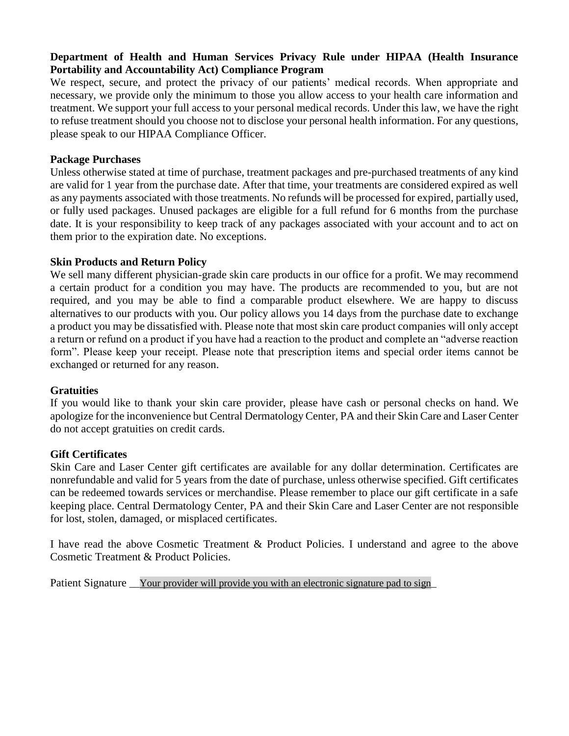**Department of Health and Human Services Privacy Rule under HIPAA (Health Insurance Portability and Accountability Act) Compliance Program**

We respect, secure, and protect the privacy of our patients' medical records. When appropriate and necessary, we provide only the minimum to those you allow access to your health care information and treatment. We support your full access to your personal medical records. Under this law, we have the right to refuse treatment should you choose not to disclose your personal health information. For any questions, please speak to our HIPAA Compliance Officer.

**Package Purchases**

Unless otherwise stated at time of purchase, treatment packages and pre-purchased treatments of any kind are valid for 1 year from the purchase date. After that time, your treatments are considered expired as well as any payments associated with those treatments. No refunds will be processed for expired, partially used, or fully used packages. Unused packages are eligible for a full refund for 6 months from the purchase date. It is your responsibility to keep track of any packages associated with your account and to act on them prior to the expiration date. No exceptions.

**Skin Products and Return Policy**

We sell many different physician-grade skin care products in our office for a profit. We may recommend a certain product for a condition you may have. The products are recommended to you, but are not required, and you may be able to find a comparable product elsewhere. We are happy to discuss alternatives to our products with you. Our policy allows you 14 days from the purchase date to exchange a product you may be dissatisfied with. Please note that most skin care product companies will only accept a return or refund on a product if you have had a reaction to the product and complete an "adverse reaction form". Please keep your receipt. Please note that prescription items and special order items cannot be exchanged or returned for any reason.

**Gratuities**

If you would like to thank your skin care provider, please have cash or personal checks on hand. We apologize for the inconvenience but Central Dermatology Center, PA and their Skin Care and Laser Center do not accept gratuities on credit cards.

**Gift Certificates**

Skin Care and Laser Center gift certificates are available for any dollar determination. Certificates are nonrefundable and valid for 5 years from the date of purchase, unless otherwise specified. Gift certificates can be redeemed towards services or merchandise. Please remember to place our gift certificate in a safe keeping place. Central Dermatology Center, PA and their Skin Care and Laser Center are not responsible for lost, stolen, damaged, or misplaced certificates.

I have read the above Cosmetic Treatment & Product Policies. I understand and agree to the above Cosmetic Treatment & Product Policies.

Patient Signature __Your provider will provide you with an electronic signature pad to sign_